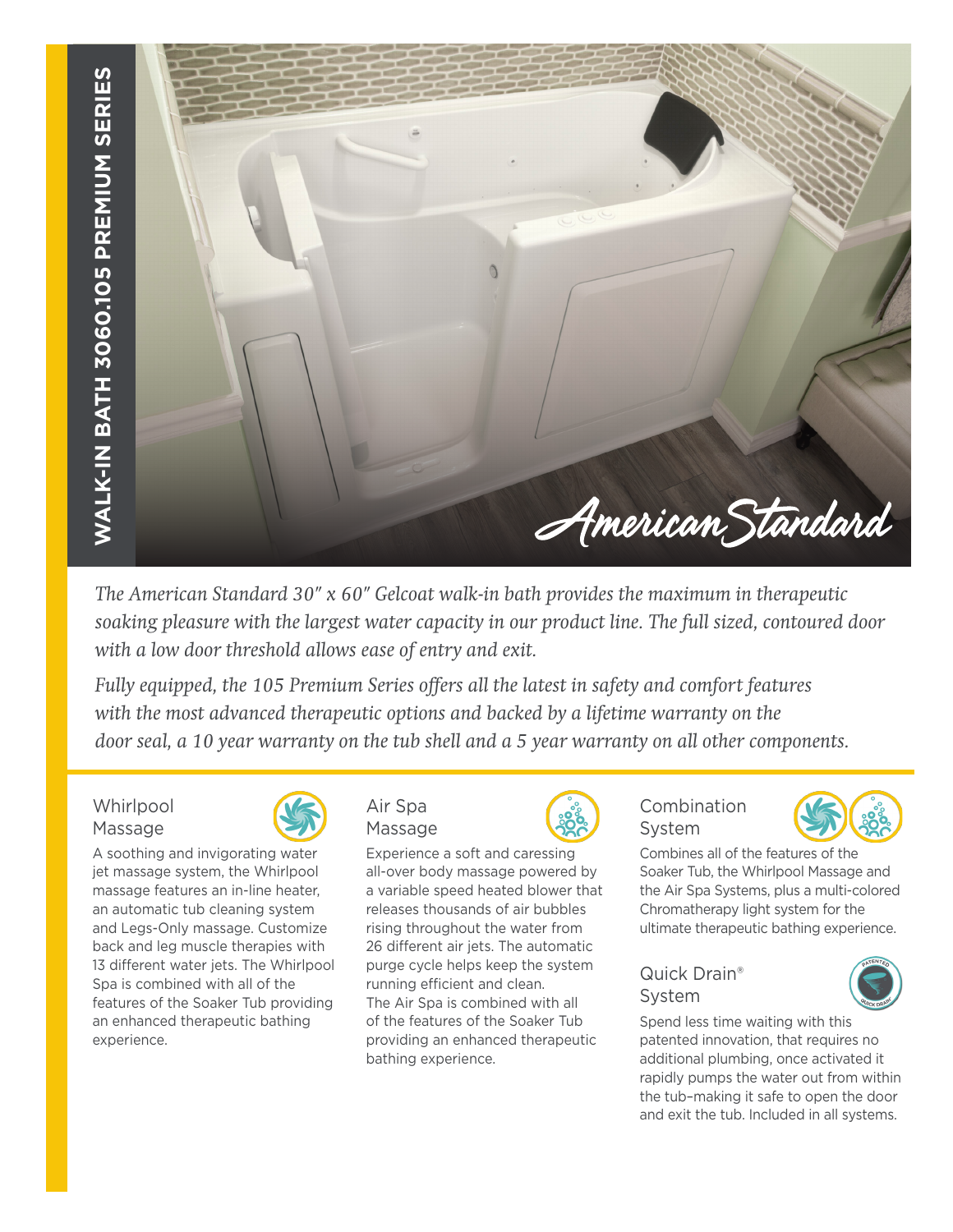# WALK-IN BATH 3060.105 PREMIUM SERIES

*The American Standard 30" x 60" Gelcoat walk-in bath provides the maximum in therapeutic soaking pleasure with the largest water capacity in our product line. The full sized, contoured door with a low door threshold allows ease of entry and exit.*

*Fully equipped, the 105 Premium Series offers all the latest in safety and comfort features with the most advanced therapeutic options and backed by a lifetime warranty on the door seal, a 10 year warranty on the tub shell and a 5 year warranty on all other components.*

### Whirlpool Massage

A soothing and invigorating water jet massage system, the Whirlpool massage features an in-line heater, an automatic tub cleaning system and Legs-Only massage. Customize back and leg muscle therapies with 13 different water jets. The Whirlpool Spa is combined with all of the features of the Soaker Tub providing an enhanced therapeutic bathing experience.

### Air Spa Massage

Experience a soft and caressing all-over body massage powered by a variable speed heated blower that releases thousands of air bubbles rising throughout the water from 26 different air jets. The automatic purge cycle helps keep the system running efficient and clean. The Air Spa is combined with all of the features of the Soaker Tub providing an enhanced therapeutic bathing experience.

### Combination System

Combines all of the features of the Soaker Tub, the Whirlpool Massage and the Air Spa Systems, plus a multi-colored Chromatherapy light system for the ultimate therapeutic bathing experience.

### Quick Drain® System

Spend less time waiting with this patented innovation, that requires no additional plumbing, once activated it rapidly pumps the water out from within the tub–making it safe to open the door and exit the tub. Included in all systems.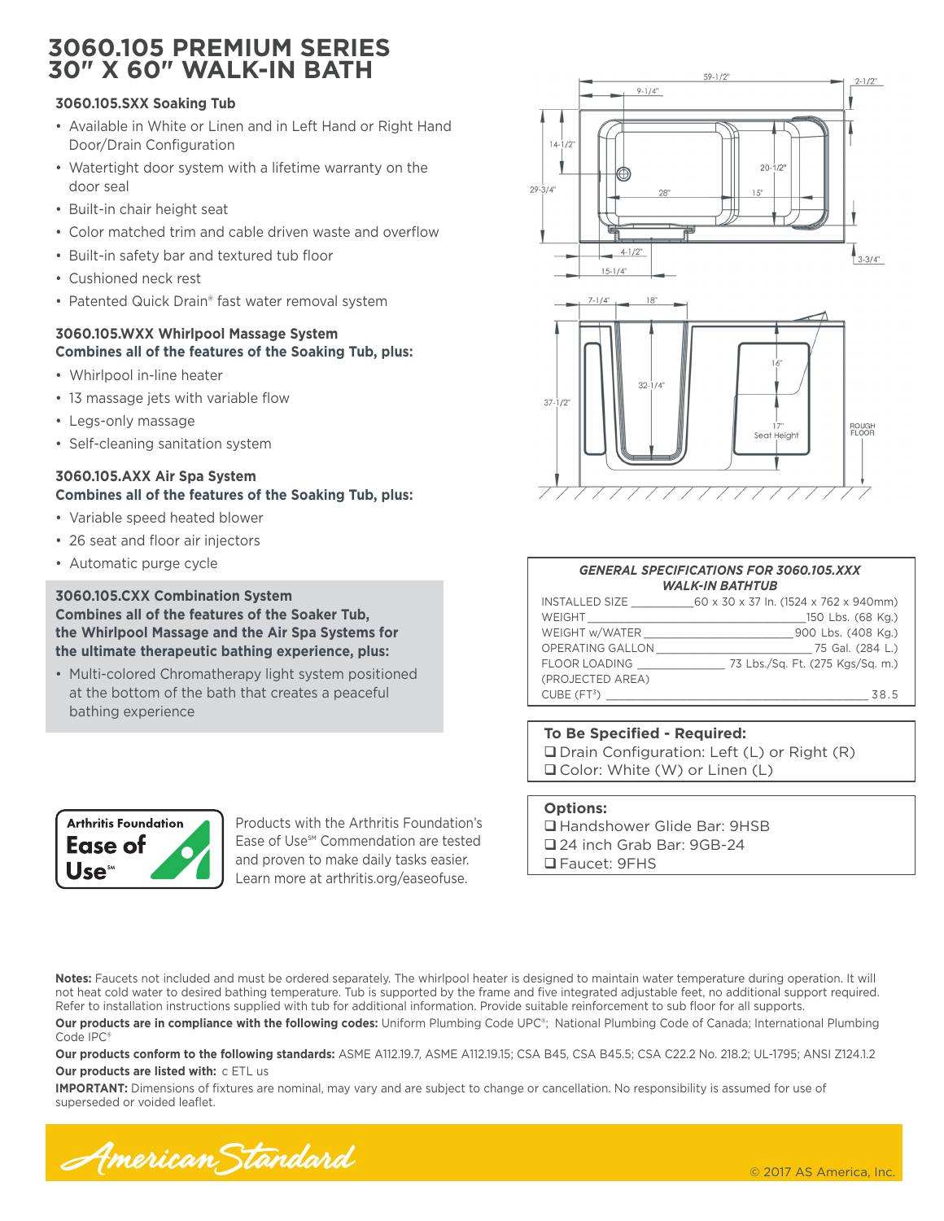# 3060.105 PREMIUM SERIES 30" X 60" WALK-IN BATH

### 3060.105.SXX Soaking Tub

- Available in White or Linen and in Left Hand or Right Hand Door/Drain Configuration
- Watertight door system with a lifetime warranty on the door seal
- Built-in chair height seat
- Color matched trim and cable driven waste and overflow
- Built-in safety bar and textured tub floor
- Cushioned neck rest
- Patented Quick Drain® fast water removal system

### 3060.105.WXX Whirlpool Massage System
**Combines all of the features of the Soaking Tub, plus:**

- Whirlpool in-line heater
- 13 massage jets with variable flow
- Legs-only massage
- Self-cleaning sanitation system

### 3060.105.AXX Air Spa System
**Combines all of the features of the Soaking Tub, plus:**

- Variable speed heated blower
- 26 seat and floor air injectors
- Automatic purge cycle

### 3060.105.CXX Combination System
**Combines all of the features of the Soaker Tub, the Whirlpool Massage and the Air Spa Systems for the ultimate therapeutic bathing experience, plus:**

- Multi-colored Chromatherapy light system positioned at the bottom of the bath that creates a peaceful bathing experience

59-1/2"
2-1/2"
9-1/4"
14-1/2"
29-3/4"
20-1/2"
28"
15"
4-1/2"
15-1/4"
3-3/4"
7-1/4"
18"
16"
32-1/4"
37-1/2"
17"
Seat Height
ROUGH FLOOR

| *GENERAL SPECIFICATIONS FOR 3060.105.XXX WALK-IN BATHTUB* | |
|---|---|
| INSTALLED SIZE | 60 x 30 x 37 In. (1524 x 762 x 940mm) |
| WEIGHT | 150 Lbs. (68 Kg.) |
| WEIGHT w/WATER | 900 Lbs. (408 Kg.) |
| OPERATING GALLON | 75 Gal. (284 L.) |
| FLOOR LOADING (PROJECTED AREA) | 73 Lbs./Sq. Ft. (275 Kgs/Sq. m.) |
| CUBE (FT³) | 38.5 |

**To Be Specified - Required:**
- ❑ Drain Configuration: Left (L) or Right (R)
- ❑ Color: White (W) or Linen (L)

**Options:**
- ❑ Handshower Glide Bar: 9HSB
- ❑ 24 inch Grab Bar: 9GB-24
- ❑ Faucet: 9FHS

Arthritis Foundation Ease of Use℠

Products with the Arthritis Foundation's Ease of Use℠ Commendation are tested and proven to make daily tasks easier. Learn more at arthritis.org/easeofuse.

**Notes:** Faucets not included and must be ordered separately. The whirlpool heater is designed to maintain water temperature during operation. It will not heat cold water to desired bathing temperature. Tub is supported by the frame and five integrated adjustable feet, no additional support required. Refer to installation instructions supplied with tub for additional information. Provide suitable reinforcement to sub floor for all supports.

**Our products are in compliance with the following codes:** Uniform Plumbing Code UPC®; National Plumbing Code of Canada; International Plumbing Code IPC®

**Our products conform to the following standards:** ASME A112.19.7, ASME A112.19.15; CSA B45, CSA B45.5; CSA C22.2 No. 218.2; UL-1795; ANSI Z124.1.2

**Our products are listed with:** c ETL us

**IMPORTANT:** Dimensions of fixtures are nominal, may vary and are subject to change or cancellation. No responsibility is assumed for use of superseded or voided leaflet.

American Standard

© 2017 AS America, Inc.